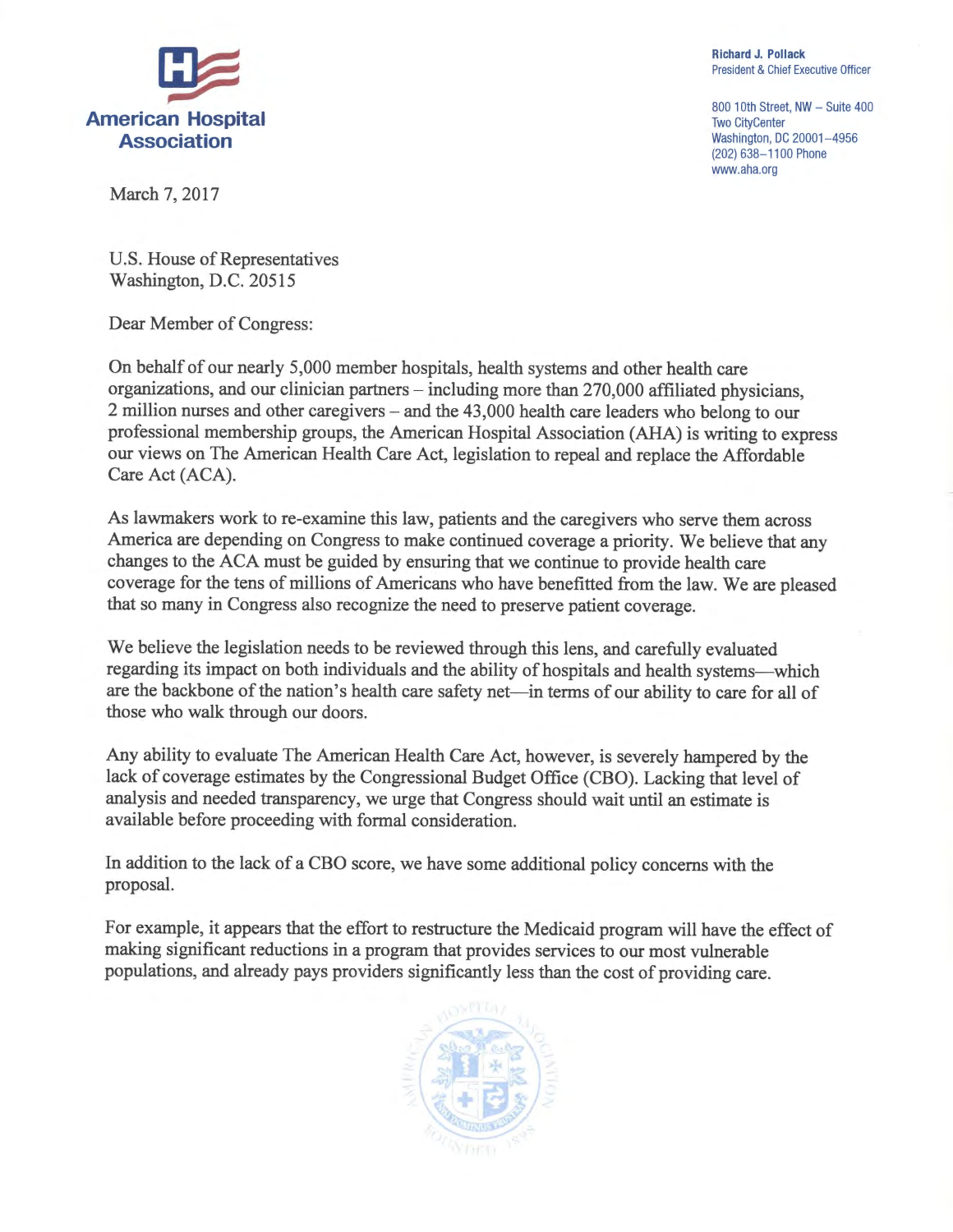**American Hospital Association**

**Richard J. Pollack**
President & Chief Executive Officer

800 10th Street, NW – Suite 400
Two CityCenter
Washington, DC 20001–4956
(202) 638–1100 Phone
www.aha.org

March 7, 2017

U.S. House of Representatives
Washington, D.C. 20515

Dear Member of Congress:

On behalf of our nearly 5,000 member hospitals, health systems and other health care organizations, and our clinician partners – including more than 270,000 affiliated physicians, 2 million nurses and other caregivers – and the 43,000 health care leaders who belong to our professional membership groups, the American Hospital Association (AHA) is writing to express our views on The American Health Care Act, legislation to repeal and replace the Affordable Care Act (ACA).

As lawmakers work to re-examine this law, patients and the caregivers who serve them across America are depending on Congress to make continued coverage a priority. We believe that any changes to the ACA must be guided by ensuring that we continue to provide health care coverage for the tens of millions of Americans who have benefitted from the law. We are pleased that so many in Congress also recognize the need to preserve patient coverage.

We believe the legislation needs to be reviewed through this lens, and carefully evaluated regarding its impact on both individuals and the ability of hospitals and health systems—which are the backbone of the nation's health care safety net—in terms of our ability to care for all of those who walk through our doors.

Any ability to evaluate The American Health Care Act, however, is severely hampered by the lack of coverage estimates by the Congressional Budget Office (CBO). Lacking that level of analysis and needed transparency, we urge that Congress should wait until an estimate is available before proceeding with formal consideration.

In addition to the lack of a CBO score, we have some additional policy concerns with the proposal.

For example, it appears that the effort to restructure the Medicaid program will have the effect of making significant reductions in a program that provides services to our most vulnerable populations, and already pays providers significantly less than the cost of providing care.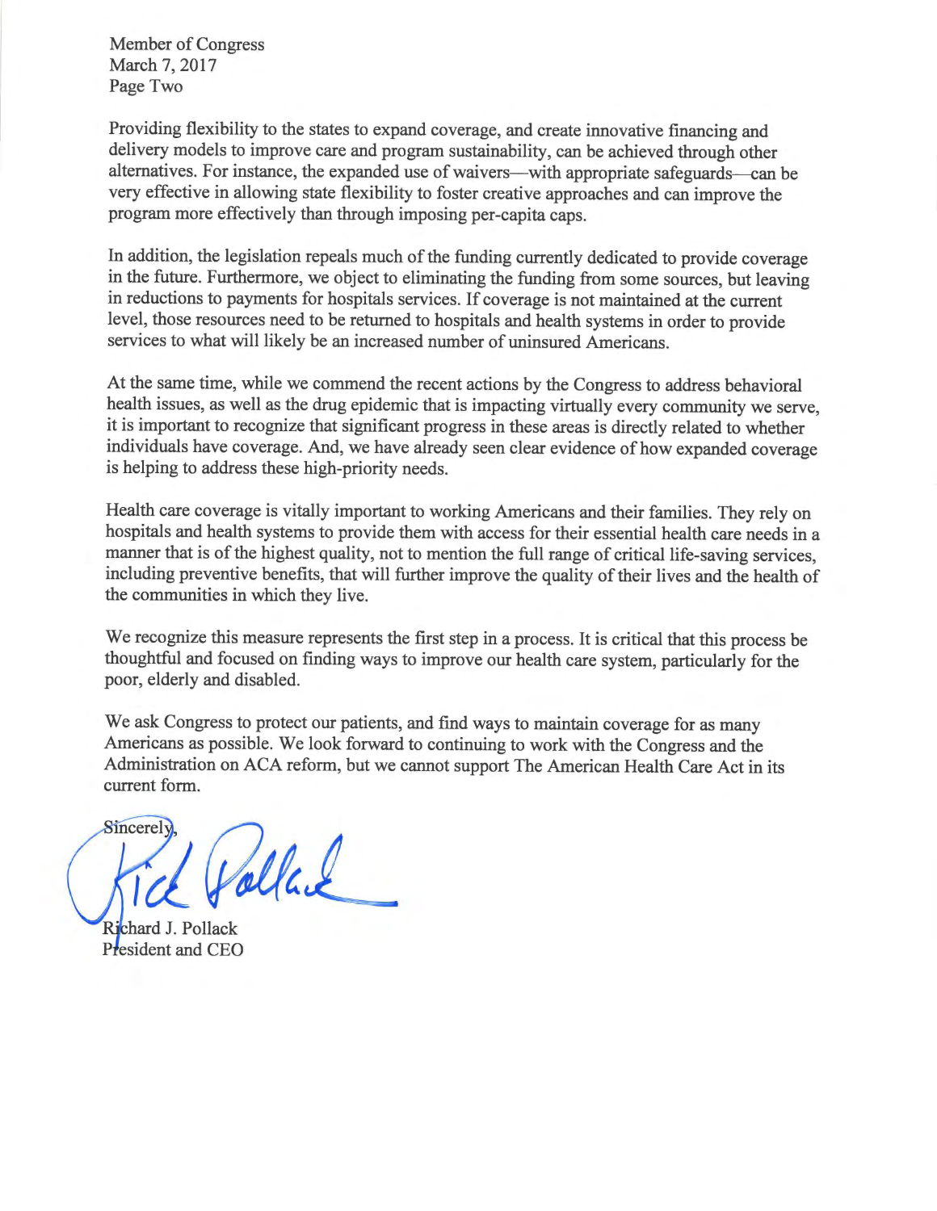Member of Congress
March 7, 2017
Page Two

Providing flexibility to the states to expand coverage, and create innovative financing and delivery models to improve care and program sustainability, can be achieved through other alternatives. For instance, the expanded use of waivers—with appropriate safeguards—can be very effective in allowing state flexibility to foster creative approaches and can improve the program more effectively than through imposing per-capita caps.

In addition, the legislation repeals much of the funding currently dedicated to provide coverage in the future. Furthermore, we object to eliminating the funding from some sources, but leaving in reductions to payments for hospitals services. If coverage is not maintained at the current level, those resources need to be returned to hospitals and health systems in order to provide services to what will likely be an increased number of uninsured Americans.

At the same time, while we commend the recent actions by the Congress to address behavioral health issues, as well as the drug epidemic that is impacting virtually every community we serve, it is important to recognize that significant progress in these areas is directly related to whether individuals have coverage. And, we have already seen clear evidence of how expanded coverage is helping to address these high-priority needs.

Health care coverage is vitally important to working Americans and their families. They rely on hospitals and health systems to provide them with access for their essential health care needs in a manner that is of the highest quality, not to mention the full range of critical life-saving services, including preventive benefits, that will further improve the quality of their lives and the health of the communities in which they live.

We recognize this measure represents the first step in a process. It is critical that this process be thoughtful and focused on finding ways to improve our health care system, particularly for the poor, elderly and disabled.

We ask Congress to protect our patients, and find ways to maintain coverage for as many Americans as possible. We look forward to continuing to work with the Congress and the Administration on ACA reform, but we cannot support The American Health Care Act in its current form.

Sincerely,

Richard J. Pollack
President and CEO